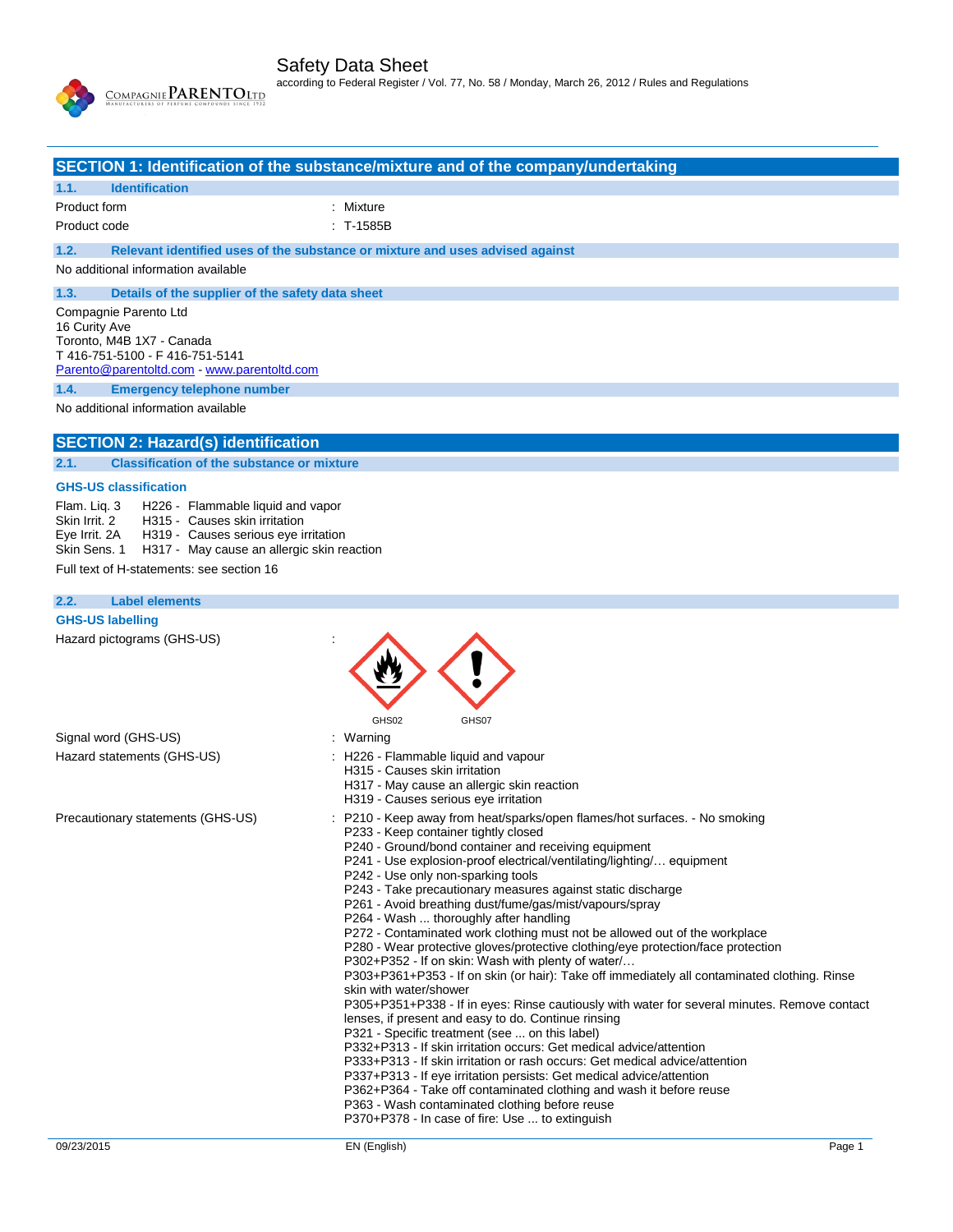# Safety Data Sheet

according to Federal Register / Vol. 77, No. 58 / Monday, March 26, 2012 / Rules and Regulations

## SECTION 1: Identification of the substance/mixture and of the company/undertaking

### 1.1. Identification

Product form : Mixture

Product code : T-1585B

### 1.2. Relevant identified uses of the substance or mixture and uses advised against

No additional information available

### 1.3. Details of the supplier of the safety data sheet

Compagnie Parento Ltd
16 Curity Ave
Toronto, M4B 1X7 - Canada
T 416-751-5100 - F 416-751-5141
Parento@parentoltd.com - www.parentoltd.com

### 1.4. Emergency telephone number

No additional information available

## SECTION 2: Hazard(s) identification

### 2.1. Classification of the substance or mixture

**GHS-US classification**

Flam. Liq. 3 H226 - Flammable liquid and vapor
Skin Irrit. 2 H315 - Causes skin irritation
Eye Irrit. 2A H319 - Causes serious eye irritation
Skin Sens. 1 H317 - May cause an allergic skin reaction

Full text of H-statements: see section 16

### 2.2. Label elements

**GHS-US labelling**

Hazard pictograms (GHS-US) : GHS02 GHS07

Signal word (GHS-US) : Warning

Hazard statements (GHS-US) :
H226 - Flammable liquid and vapour
H315 - Causes skin irritation
H317 - May cause an allergic skin reaction
H319 - Causes serious eye irritation

Precautionary statements (GHS-US) :
P210 - Keep away from heat/sparks/open flames/hot surfaces. - No smoking
P233 - Keep container tightly closed
P240 - Ground/bond container and receiving equipment
P241 - Use explosion-proof electrical/ventilating/lighting/… equipment
P242 - Use only non-sparking tools
P243 - Take precautionary measures against static discharge
P261 - Avoid breathing dust/fume/gas/mist/vapours/spray
P264 - Wash ... thoroughly after handling
P272 - Contaminated work clothing must not be allowed out of the workplace
P280 - Wear protective gloves/protective clothing/eye protection/face protection
P302+P352 - If on skin: Wash with plenty of water/…
P303+P361+P353 - If on skin (or hair): Take off immediately all contaminated clothing. Rinse skin with water/shower
P305+P351+P338 - If in eyes: Rinse cautiously with water for several minutes. Remove contact lenses, if present and easy to do. Continue rinsing
P321 - Specific treatment (see ... on this label)
P332+P313 - If skin irritation occurs: Get medical advice/attention
P333+P313 - If skin irritation or rash occurs: Get medical advice/attention
P337+P313 - If eye irritation persists: Get medical advice/attention
P362+P364 - Take off contaminated clothing and wash it before reuse
P363 - Wash contaminated clothing before reuse
P370+P378 - In case of fire: Use ... to extinguish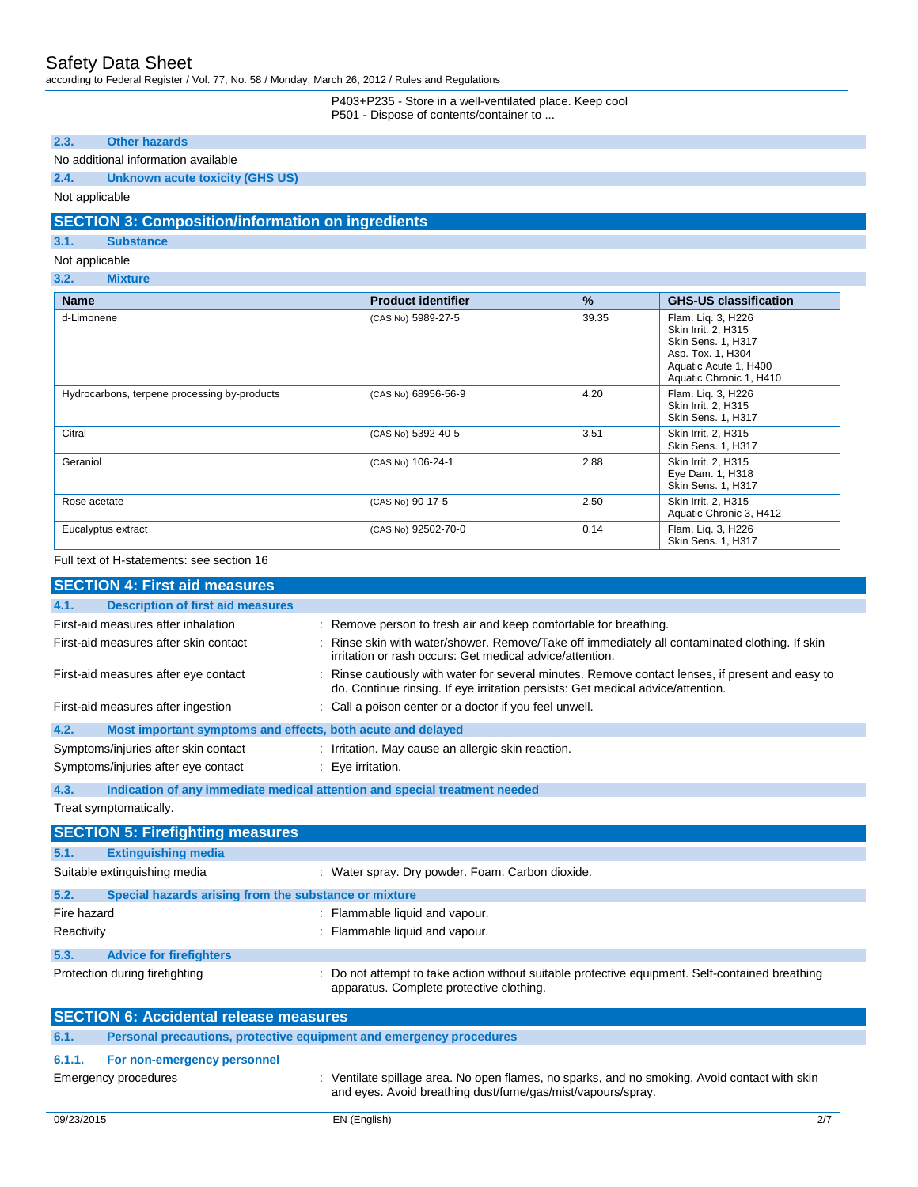P403+P235 - Store in a well-ventilated place. Keep cool
P501 - Dispose of contents/container to ...

### 2.3. Other hazards

No additional information available

### 2.4. Unknown acute toxicity (GHS US)

Not applicable

## SECTION 3: Composition/information on ingredients

### 3.1. Substance

Not applicable

### 3.2. Mixture

| Name | Product identifier | % | GHS-US classification |
|---|---|---|---|
| d-Limonene | (CAS No) 5989-27-5 | 39.35 | Flam. Liq. 3, H226<br>Skin Irrit. 2, H315<br>Skin Sens. 1, H317<br>Asp. Tox. 1, H304<br>Aquatic Acute 1, H400<br>Aquatic Chronic 1, H410 |
| Hydrocarbons, terpene processing by-products | (CAS No) 68956-56-9 | 4.20 | Flam. Liq. 3, H226<br>Skin Irrit. 2, H315<br>Skin Sens. 1, H317 |
| Citral | (CAS No) 5392-40-5 | 3.51 | Skin Irrit. 2, H315<br>Skin Sens. 1, H317 |
| Geraniol | (CAS No) 106-24-1 | 2.88 | Skin Irrit. 2, H315<br>Eye Dam. 1, H318<br>Skin Sens. 1, H317 |
| Rose acetate | (CAS No) 90-17-5 | 2.50 | Skin Irrit. 2, H315<br>Aquatic Chronic 3, H412 |
| Eucalyptus extract | (CAS No) 92502-70-0 | 0.14 | Flam. Liq. 3, H226<br>Skin Sens. 1, H317 |

Full text of H-statements: see section 16

## SECTION 4: First aid measures

### 4.1. Description of first aid measures

| | |
|---|---|
| First-aid measures after inhalation | : Remove person to fresh air and keep comfortable for breathing. |
| First-aid measures after skin contact | : Rinse skin with water/shower. Remove/Take off immediately all contaminated clothing. If skin irritation or rash occurs: Get medical advice/attention. |
| First-aid measures after eye contact | : Rinse cautiously with water for several minutes. Remove contact lenses, if present and easy to do. Continue rinsing. If eye irritation persists: Get medical advice/attention. |
| First-aid measures after ingestion | : Call a poison center or a doctor if you feel unwell. |

### 4.2. Most important symptoms and effects, both acute and delayed

| | |
|---|---|
| Symptoms/injuries after skin contact | : Irritation. May cause an allergic skin reaction. |
| Symptoms/injuries after eye contact | : Eye irritation. |

### 4.3. Indication of any immediate medical attention and special treatment needed

Treat symptomatically.

## SECTION 5: Firefighting measures

### 5.1. Extinguishing media

| | |
|---|---|
| Suitable extinguishing media | : Water spray. Dry powder. Foam. Carbon dioxide. |

### 5.2. Special hazards arising from the substance or mixture

| | |
|---|---|
| Fire hazard | : Flammable liquid and vapour. |
| Reactivity | : Flammable liquid and vapour. |

### 5.3. Advice for firefighters

| | |
|---|---|
| Protection during firefighting | : Do not attempt to take action without suitable protective equipment. Self-contained breathing apparatus. Complete protective clothing. |

## SECTION 6: Accidental release measures

### 6.1. Personal precautions, protective equipment and emergency procedures

#### 6.1.1. For non-emergency personnel

| | |
|---|---|
| Emergency procedures | : Ventilate spillage area. No open flames, no sparks, and no smoking. Avoid contact with skin and eyes. Avoid breathing dust/fume/gas/mist/vapours/spray. |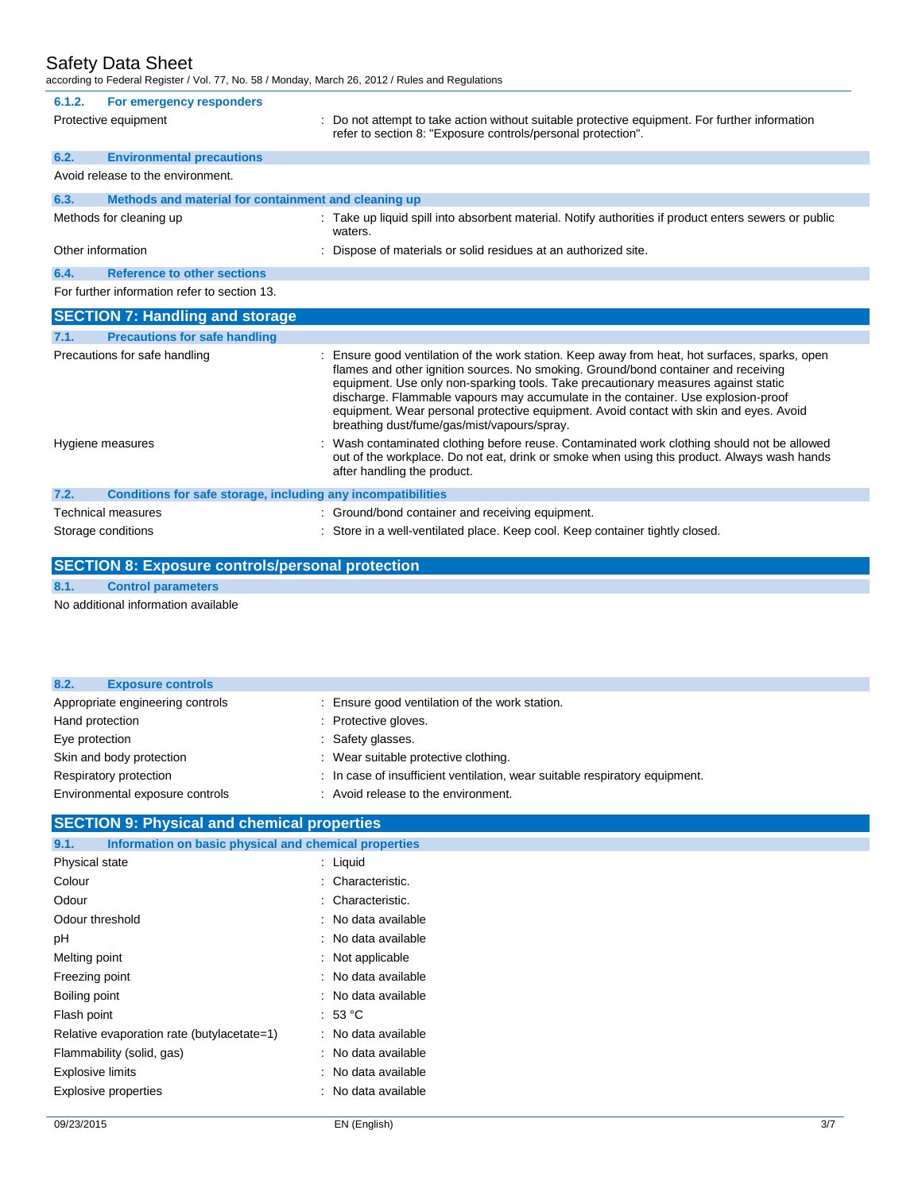#### 6.1.2. For emergency responders

| | |
|---|---|
| Protective equipment | : Do not attempt to take action without suitable protective equipment. For further information refer to section 8: "Exposure controls/personal protection". |

### 6.2. Environmental precautions

Avoid release to the environment.

### 6.3. Methods and material for containment and cleaning up

| | |
|---|---|
| Methods for cleaning up | : Take up liquid spill into absorbent material. Notify authorities if product enters sewers or public waters. |
| Other information | : Dispose of materials or solid residues at an authorized site. |

### 6.4. Reference to other sections

For further information refer to section 13.

## SECTION 7: Handling and storage

### 7.1. Precautions for safe handling

| | |
|---|---|
| Precautions for safe handling | : Ensure good ventilation of the work station. Keep away from heat, hot surfaces, sparks, open flames and other ignition sources. No smoking. Ground/bond container and receiving equipment. Use only non-sparking tools. Take precautionary measures against static discharge. Flammable vapours may accumulate in the container. Use explosion-proof equipment. Wear personal protective equipment. Avoid contact with skin and eyes. Avoid breathing dust/fume/gas/mist/vapours/spray. |
| Hygiene measures | : Wash contaminated clothing before reuse. Contaminated work clothing should not be allowed out of the workplace. Do not eat, drink or smoke when using this product. Always wash hands after handling the product. |

### 7.2. Conditions for safe storage, including any incompatibilities

| | |
|---|---|
| Technical measures | : Ground/bond container and receiving equipment. |
| Storage conditions | : Store in a well-ventilated place. Keep cool. Keep container tightly closed. |

## SECTION 8: Exposure controls/personal protection

### 8.1. Control parameters

No additional information available

### 8.2. Exposure controls

| | |
|---|---|
| Appropriate engineering controls | : Ensure good ventilation of the work station. |
| Hand protection | : Protective gloves. |
| Eye protection | : Safety glasses. |
| Skin and body protection | : Wear suitable protective clothing. |
| Respiratory protection | : In case of insufficient ventilation, wear suitable respiratory equipment. |
| Environmental exposure controls | : Avoid release to the environment. |

## SECTION 9: Physical and chemical properties

### 9.1. Information on basic physical and chemical properties

| | |
|---|---|
| Physical state | : Liquid |
| Colour | : Characteristic. |
| Odour | : Characteristic. |
| Odour threshold | : No data available |
| pH | : No data available |
| Melting point | : Not applicable |
| Freezing point | : No data available |
| Boiling point | : No data available |
| Flash point | : 53 °C |
| Relative evaporation rate (butylacetate=1) | : No data available |
| Flammability (solid, gas) | : No data available |
| Explosive limits | : No data available |
| Explosive properties | : No data available |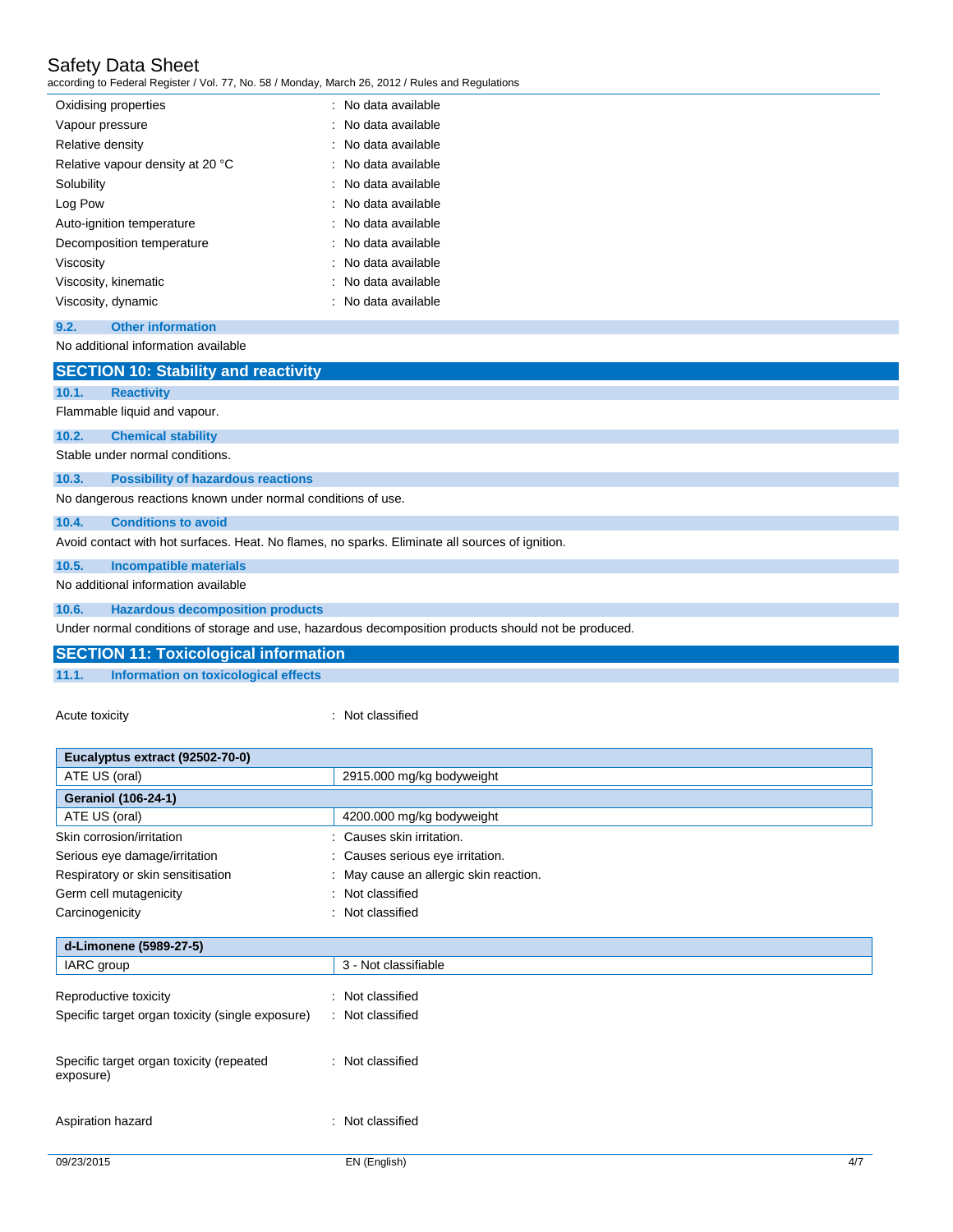| | |
|---|---|
| Oxidising properties | : No data available |
| Vapour pressure | : No data available |
| Relative density | : No data available |
| Relative vapour density at 20 °C | : No data available |
| Solubility | : No data available |
| Log Pow | : No data available |
| Auto-ignition temperature | : No data available |
| Decomposition temperature | : No data available |
| Viscosity | : No data available |
| Viscosity, kinematic | : No data available |
| Viscosity, dynamic | : No data available |

### 9.2. Other information

No additional information available

## SECTION 10: Stability and reactivity

### 10.1. Reactivity

Flammable liquid and vapour.

### 10.2. Chemical stability

Stable under normal conditions.

### 10.3. Possibility of hazardous reactions

No dangerous reactions known under normal conditions of use.

### 10.4. Conditions to avoid

Avoid contact with hot surfaces. Heat. No flames, no sparks. Eliminate all sources of ignition.

### 10.5. Incompatible materials

No additional information available

### 10.6. Hazardous decomposition products

Under normal conditions of storage and use, hazardous decomposition products should not be produced.

## SECTION 11: Toxicological information

### 11.1. Information on toxicological effects

Acute toxicity : Not classified

| **Eucalyptus extract (92502-70-0)** | |
|---|---|
| ATE US (oral) | 2915.000 mg/kg bodyweight |
| **Geraniol (106-24-1)** | |
| ATE US (oral) | 4200.000 mg/kg bodyweight |

| | |
|---|---|
| Skin corrosion/irritation | : Causes skin irritation. |
| Serious eye damage/irritation | : Causes serious eye irritation. |
| Respiratory or skin sensitisation | : May cause an allergic skin reaction. |
| Germ cell mutagenicity | : Not classified |
| Carcinogenicity | : Not classified |

| **d-Limonene (5989-27-5)** | |
|---|---|
| IARC group | 3 - Not classifiable |

| | |
|---|---|
| Reproductive toxicity | : Not classified |
| Specific target organ toxicity (single exposure) | : Not classified |
| Specific target organ toxicity (repeated exposure) | : Not classified |
| Aspiration hazard | : Not classified |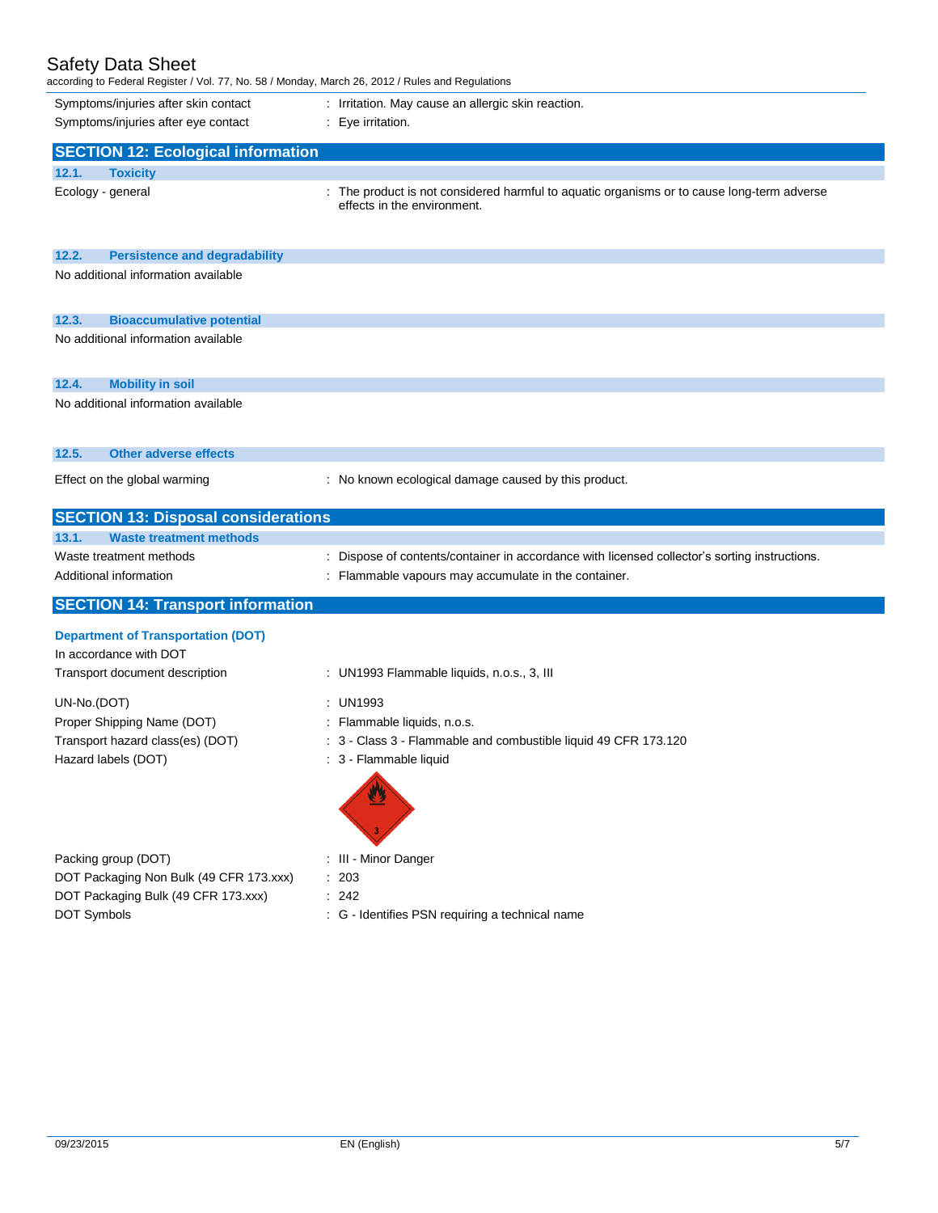Symptoms/injuries after skin contact : Irritation. May cause an allergic skin reaction.

Symptoms/injuries after eye contact : Eye irritation.

## SECTION 12: Ecological information

### 12.1. Toxicity

Ecology - general : The product is not considered harmful to aquatic organisms or to cause long-term adverse effects in the environment.

### 12.2. Persistence and degradability

No additional information available

### 12.3. Bioaccumulative potential

No additional information available

### 12.4. Mobility in soil

No additional information available

### 12.5. Other adverse effects

Effect on the global warming : No known ecological damage caused by this product.

## SECTION 13: Disposal considerations

### 13.1. Waste treatment methods

Waste treatment methods : Dispose of contents/container in accordance with licensed collector's sorting instructions.

Additional information : Flammable vapours may accumulate in the container.

## SECTION 14: Transport information

**Department of Transportation (DOT)**

In accordance with DOT

Transport document description : UN1993 Flammable liquids, n.o.s., 3, III

UN-No.(DOT) : UN1993

Proper Shipping Name (DOT) : Flammable liquids, n.o.s.

Transport hazard class(es) (DOT) : 3 - Class 3 - Flammable and combustible liquid 49 CFR 173.120

Hazard labels (DOT) : 3 - Flammable liquid

Packing group (DOT) : III - Minor Danger

DOT Packaging Non Bulk (49 CFR 173.xxx) : 203

DOT Packaging Bulk (49 CFR 173.xxx) : 242

DOT Symbols : G - Identifies PSN requiring a technical name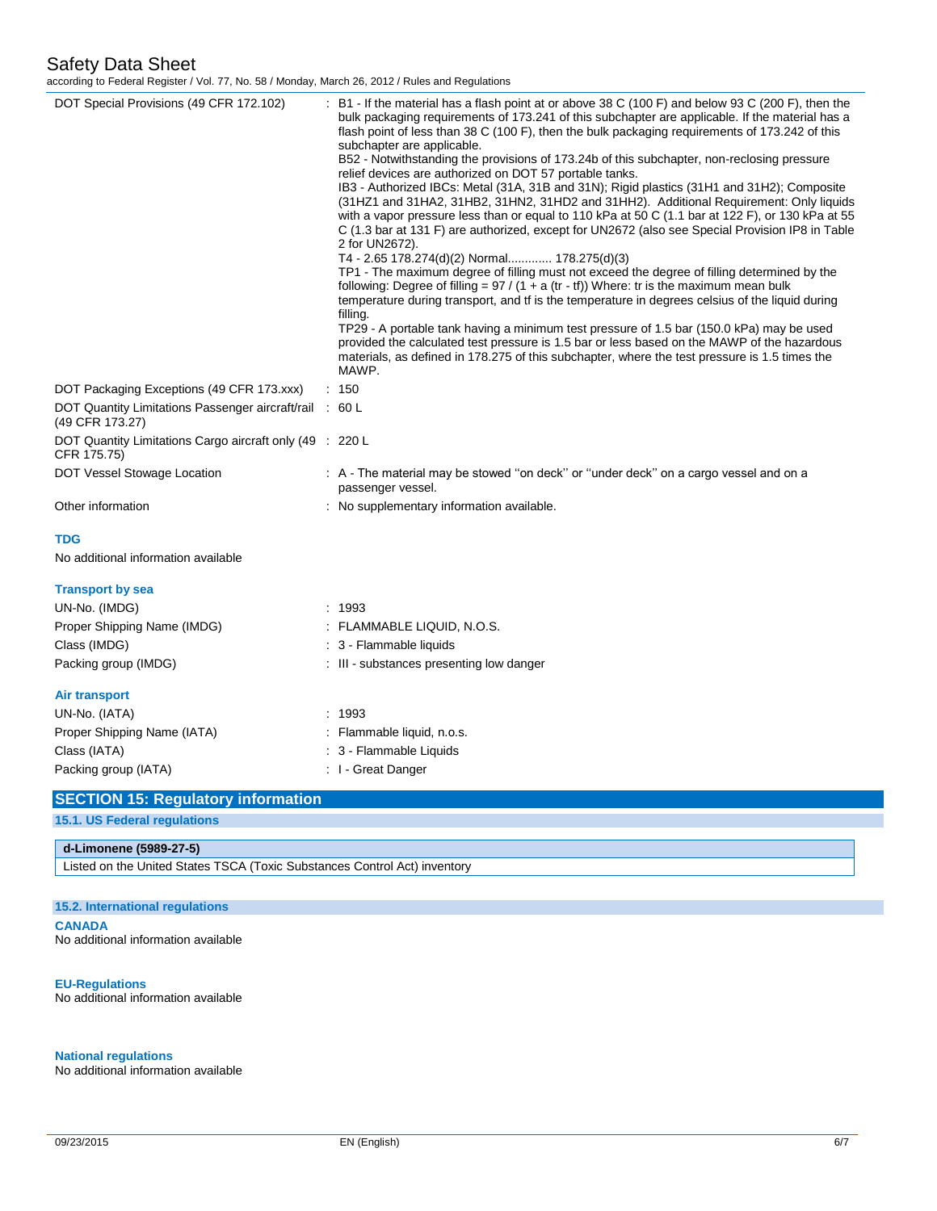| | |
|---|---|
| DOT Special Provisions (49 CFR 172.102) | : B1 - If the material has a flash point at or above 38 C (100 F) and below 93 C (200 F), then the bulk packaging requirements of 173.241 of this subchapter are applicable. If the material has a flash point of less than 38 C (100 F), then the bulk packaging requirements of 173.242 of this subchapter are applicable.<br>B52 - Notwithstanding the provisions of 173.24b of this subchapter, non-reclosing pressure relief devices are authorized on DOT 57 portable tanks.<br>IB3 - Authorized IBCs: Metal (31A, 31B and 31N); Rigid plastics (31H1 and 31H2); Composite (31HZ1 and 31HA2, 31HB2, 31HN2, 31HD2 and 31HH2). Additional Requirement: Only liquids with a vapor pressure less than or equal to 110 kPa at 50 C (1.1 bar at 122 F), or 130 kPa at 55 C (1.3 bar at 131 F) are authorized, except for UN2672 (also see Special Provision IP8 in Table 2 for UN2672).<br>T4 - 2.65 178.274(d)(2) Normal............. 178.275(d)(3)<br>TP1 - The maximum degree of filling must not exceed the degree of filling determined by the following: Degree of filling = 97 / (1 + a (tr - tf)) Where: tr is the maximum mean bulk temperature during transport, and tf is the temperature in degrees celsius of the liquid during filling.<br>TP29 - A portable tank having a minimum test pressure of 1.5 bar (150.0 kPa) may be used provided the calculated test pressure is 1.5 bar or less based on the MAWP of the hazardous materials, as defined in 178.275 of this subchapter, where the test pressure is 1.5 times the MAWP. |
| DOT Packaging Exceptions (49 CFR 173.xxx) | : 150 |
| DOT Quantity Limitations Passenger aircraft/rail (49 CFR 173.27) | : 60 L |
| DOT Quantity Limitations Cargo aircraft only (49 CFR 175.75) | : 220 L |
| DOT Vessel Stowage Location | : A - The material may be stowed "on deck" or "under deck" on a cargo vessel and on a passenger vessel. |
| Other information | : No supplementary information available. |

**TDG**

No additional information available

**Transport by sea**

| | |
|---|---|
| UN-No. (IMDG) | : 1993 |
| Proper Shipping Name (IMDG) | : FLAMMABLE LIQUID, N.O.S. |
| Class (IMDG) | : 3 - Flammable liquids |
| Packing group (IMDG) | : III - substances presenting low danger |

**Air transport**

| | |
|---|---|
| UN-No. (IATA) | : 1993 |
| Proper Shipping Name (IATA) | : Flammable liquid, n.o.s. |
| Class (IATA) | : 3 - Flammable Liquids |
| Packing group (IATA) | : I - Great Danger |

## SECTION 15: Regulatory information

### 15.1. US Federal regulations

| d-Limonene (5989-27-5) |
|---|
| Listed on the United States TSCA (Toxic Substances Control Act) inventory |

### 15.2. International regulations

**CANADA**

No additional information available

**EU-Regulations**

No additional information available

**National regulations**

No additional information available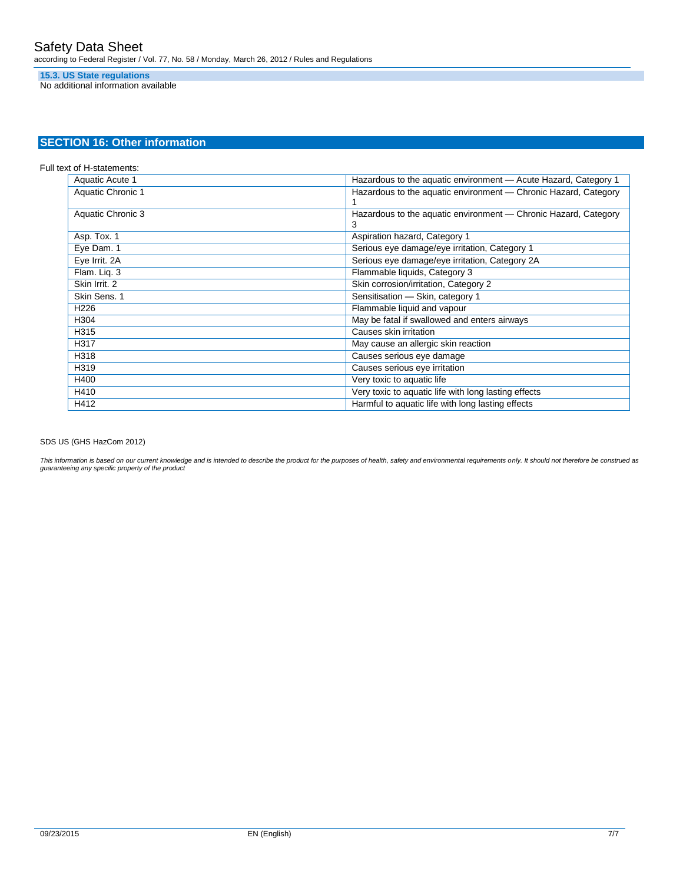### 15.3. US State regulations

No additional information available

## SECTION 16: Other information

Full text of H-statements:

| | |
|---|---|
| Aquatic Acute 1 | Hazardous to the aquatic environment — Acute Hazard, Category 1 |
| Aquatic Chronic 1 | Hazardous to the aquatic environment — Chronic Hazard, Category 1 |
| Aquatic Chronic 3 | Hazardous to the aquatic environment — Chronic Hazard, Category 3 |
| Asp. Tox. 1 | Aspiration hazard, Category 1 |
| Eye Dam. 1 | Serious eye damage/eye irritation, Category 1 |
| Eye Irrit. 2A | Serious eye damage/eye irritation, Category 2A |
| Flam. Liq. 3 | Flammable liquids, Category 3 |
| Skin Irrit. 2 | Skin corrosion/irritation, Category 2 |
| Skin Sens. 1 | Sensitisation — Skin, category 1 |
| H226 | Flammable liquid and vapour |
| H304 | May be fatal if swallowed and enters airways |
| H315 | Causes skin irritation |
| H317 | May cause an allergic skin reaction |
| H318 | Causes serious eye damage |
| H319 | Causes serious eye irritation |
| H400 | Very toxic to aquatic life |
| H410 | Very toxic to aquatic life with long lasting effects |
| H412 | Harmful to aquatic life with long lasting effects |

SDS US (GHS HazCom 2012)

*This information is based on our current knowledge and is intended to describe the product for the purposes of health, safety and environmental requirements only. It should not therefore be construed as guaranteeing any specific property of the product*